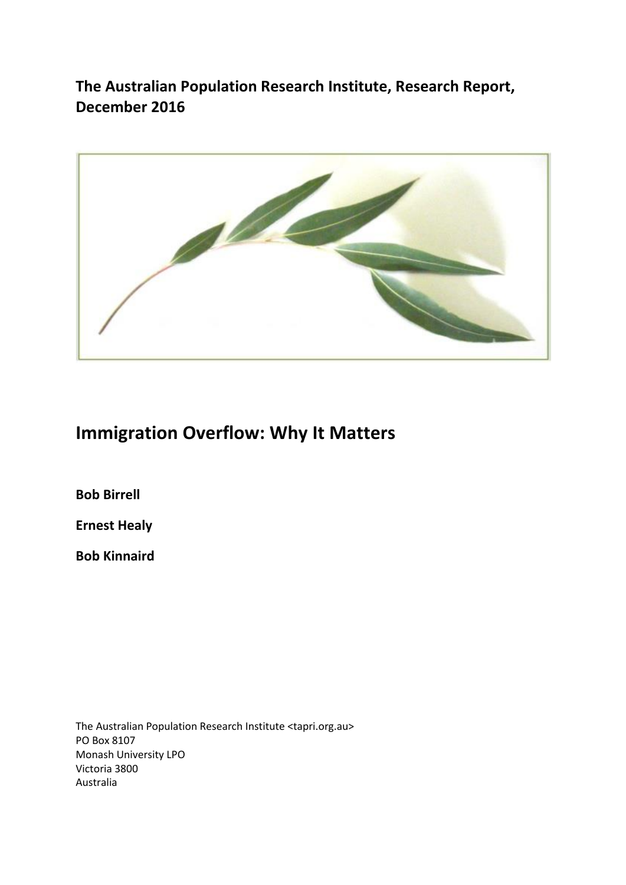**The Australian Population Research Institute, Research Report, December 2016**

# Immigration Overflow: Why It Matters

**Bob Birrell**

**Ernest Healy**

**Bob Kinnaird**

The Australian Population Research Institute <tapri.org.au>
PO Box 8107
Monash University LPO
Victoria 3800
Australia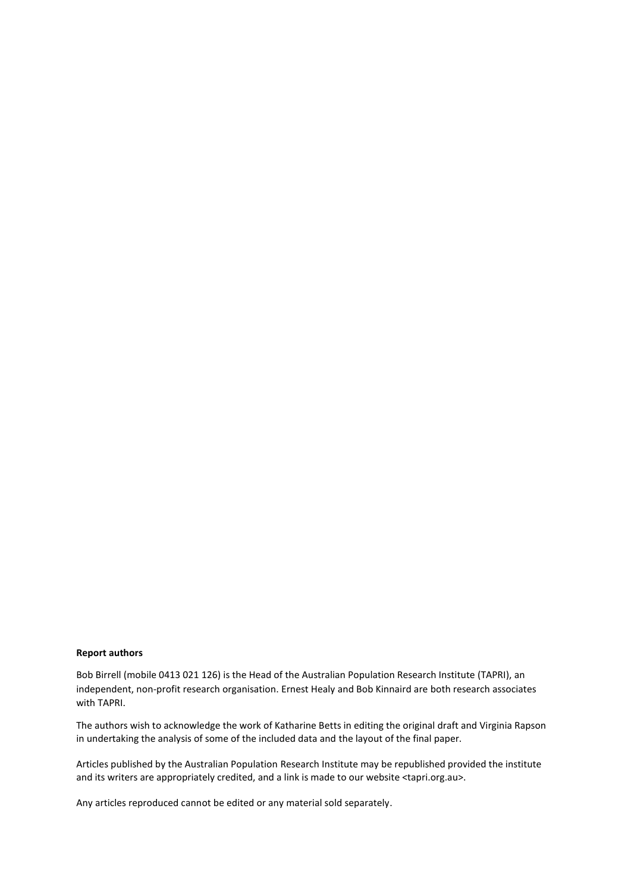**Report authors**

Bob Birrell (mobile 0413 021 126) is the Head of the Australian Population Research Institute (TAPRI), an independent, non-profit research organisation. Ernest Healy and Bob Kinnaird are both research associates with TAPRI.

The authors wish to acknowledge the work of Katharine Betts in editing the original draft and Virginia Rapson in undertaking the analysis of some of the included data and the layout of the final paper.

Articles published by the Australian Population Research Institute may be republished provided the institute and its writers are appropriately credited, and a link is made to our website <tapri.org.au>.

Any articles reproduced cannot be edited or any material sold separately.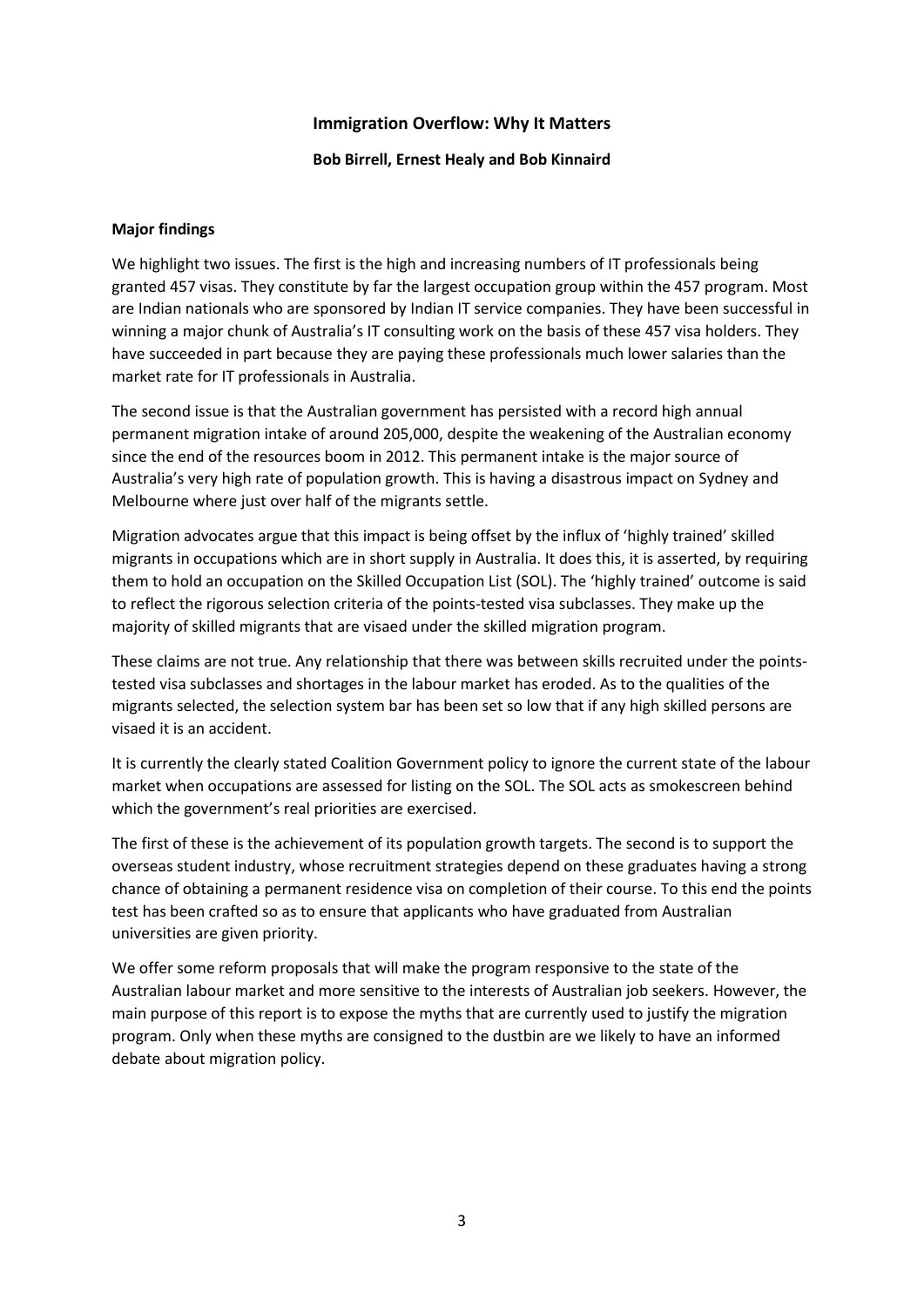# Immigration Overflow: Why It Matters

**Bob Birrell, Ernest Healy and Bob Kinnaird**

## Major findings

We highlight two issues. The first is the high and increasing numbers of IT professionals being granted 457 visas. They constitute by far the largest occupation group within the 457 program. Most are Indian nationals who are sponsored by Indian IT service companies. They have been successful in winning a major chunk of Australia's IT consulting work on the basis of these 457 visa holders. They have succeeded in part because they are paying these professionals much lower salaries than the market rate for IT professionals in Australia.

The second issue is that the Australian government has persisted with a record high annual permanent migration intake of around 205,000, despite the weakening of the Australian economy since the end of the resources boom in 2012. This permanent intake is the major source of Australia's very high rate of population growth. This is having a disastrous impact on Sydney and Melbourne where just over half of the migrants settle.

Migration advocates argue that this impact is being offset by the influx of 'highly trained' skilled migrants in occupations which are in short supply in Australia. It does this, it is asserted, by requiring them to hold an occupation on the Skilled Occupation List (SOL). The 'highly trained' outcome is said to reflect the rigorous selection criteria of the points-tested visa subclasses. They make up the majority of skilled migrants that are visaed under the skilled migration program.

These claims are not true. Any relationship that there was between skills recruited under the points-tested visa subclasses and shortages in the labour market has eroded. As to the qualities of the migrants selected, the selection system bar has been set so low that if any high skilled persons are visaed it is an accident.

It is currently the clearly stated Coalition Government policy to ignore the current state of the labour market when occupations are assessed for listing on the SOL. The SOL acts as smokescreen behind which the government's real priorities are exercised.

The first of these is the achievement of its population growth targets. The second is to support the overseas student industry, whose recruitment strategies depend on these graduates having a strong chance of obtaining a permanent residence visa on completion of their course. To this end the points test has been crafted so as to ensure that applicants who have graduated from Australian universities are given priority.

We offer some reform proposals that will make the program responsive to the state of the Australian labour market and more sensitive to the interests of Australian job seekers. However, the main purpose of this report is to expose the myths that are currently used to justify the migration program. Only when these myths are consigned to the dustbin are we likely to have an informed debate about migration policy.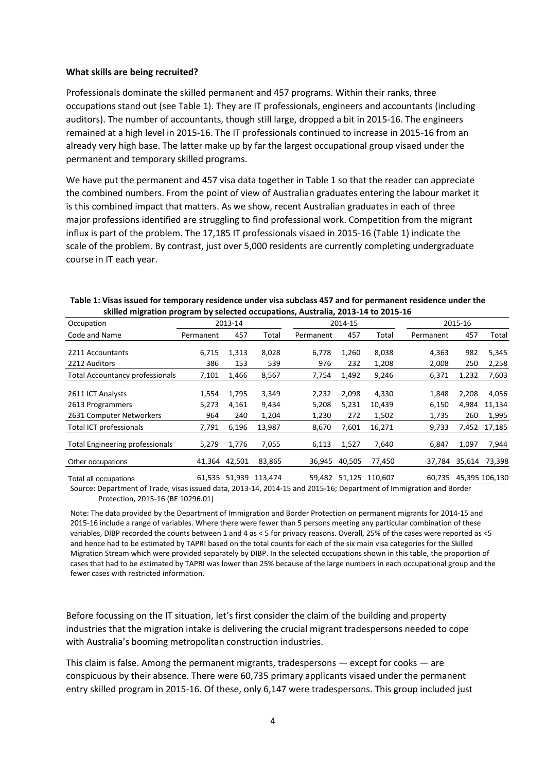**What skills are being recruited?**

Professionals dominate the skilled permanent and 457 programs. Within their ranks, three occupations stand out (see Table 1). They are IT professionals, engineers and accountants (including auditors). The number of accountants, though still large, dropped a bit in 2015-16. The engineers remained at a high level in 2015-16. The IT professionals continued to increase in 2015-16 from an already very high base. The latter make up by far the largest occupational group visaed under the permanent and temporary skilled programs.

We have put the permanent and 457 visa data together in Table 1 so that the reader can appreciate the combined numbers. From the point of view of Australian graduates entering the labour market it is this combined impact that matters. As we show, recent Australian graduates in each of three major professions identified are struggling to find professional work. Competition from the migrant influx is part of the problem. The 17,185 IT professionals visaed in 2015-16 (Table 1) indicate the scale of the problem. By contrast, just over 5,000 residents are currently completing undergraduate course in IT each year.

**Table 1: Visas issued for temporary residence under visa subclass 457 and for permanent residence under the skilled migration program by selected occupations, Australia, 2013-14 to 2015-16**

| Occupation | 2013-14 | | | 2014-15 | | | 2015-16 | | |
|---|---|---|---|---|---|---|---|---|---|
| Code and Name | Permanent | 457 | Total | Permanent | 457 | Total | Permanent | 457 | Total |
| 2211 Accountants | 6,715 | 1,313 | 8,028 | 6,778 | 1,260 | 8,038 | 4,363 | 982 | 5,345 |
| 2212 Auditors | 386 | 153 | 539 | 976 | 232 | 1,208 | 2,008 | 250 | 2,258 |
| Total Accountancy professionals | 7,101 | 1,466 | 8,567 | 7,754 | 1,492 | 9,246 | 6,371 | 1,232 | 7,603 |
| 2611 ICT Analysts | 1,554 | 1,795 | 3,349 | 2,232 | 2,098 | 4,330 | 1,848 | 2,208 | 4,056 |
| 2613 Programmers | 5,273 | 4,161 | 9,434 | 5,208 | 5,231 | 10,439 | 6,150 | 4,984 | 11,134 |
| 2631 Computer Networkers | 964 | 240 | 1,204 | 1,230 | 272 | 1,502 | 1,735 | 260 | 1,995 |
| Total ICT professionals | 7,791 | 6,196 | 13,987 | 8,670 | 7,601 | 16,271 | 9,733 | 7,452 | 17,185 |
| Total Engineering professionals | 5,279 | 1,776 | 7,055 | 6,113 | 1,527 | 7,640 | 6,847 | 1,097 | 7,944 |
| Other occupations | 41,364 | 42,501 | 83,865 | 36,945 | 40,505 | 77,450 | 37,784 | 35,614 | 73,398 |
| Total all occupations | 61,535 | 51,939 | 113,474 | 59,482 | 51,125 | 110,607 | 60,735 | 45,395 | 106,130 |

Source: Department of Trade, visas issued data, 2013-14, 2014-15 and 2015-16; Department of Immigration and Border Protection, 2015-16 (BE 10296.01)

Note: The data provided by the Department of Immigration and Border Protection on permanent migrants for 2014-15 and 2015-16 include a range of variables. Where there were fewer than 5 persons meeting any particular combination of these variables, DIBP recorded the counts between 1 and 4 as < 5 for privacy reasons. Overall, 25% of the cases were reported as <5 and hence had to be estimated by TAPRI based on the total counts for each of the six main visa categories for the Skilled Migration Stream which were provided separately by DIBP. In the selected occupations shown in this table, the proportion of cases that had to be estimated by TAPRI was lower than 25% because of the large numbers in each occupational group and the fewer cases with restricted information.

Before focussing on the IT situation, let's first consider the claim of the building and property industries that the migration intake is delivering the crucial migrant tradespersons needed to cope with Australia's booming metropolitan construction industries.

This claim is false. Among the permanent migrants, tradespersons — except for cooks — are conspicuous by their absence. There were 60,735 primary applicants visaed under the permanent entry skilled program in 2015-16. Of these, only 6,147 were tradespersons. This group included just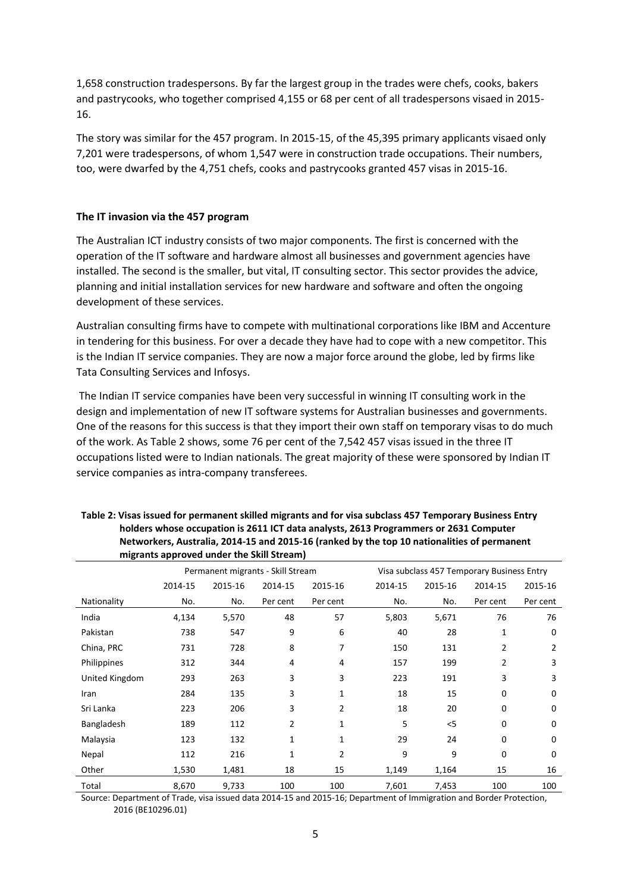1,658 construction tradespersons. By far the largest group in the trades were chefs, cooks, bakers and pastrycooks, who together comprised 4,155 or 68 per cent of all tradespersons visaed in 2015-16.

The story was similar for the 457 program. In 2015-15, of the 45,395 primary applicants visaed only 7,201 were tradespersons, of whom 1,547 were in construction trade occupations. Their numbers, too, were dwarfed by the 4,751 chefs, cooks and pastrycooks granted 457 visas in 2015-16.

**The IT invasion via the 457 program**

The Australian ICT industry consists of two major components. The first is concerned with the operation of the IT software and hardware almost all businesses and government agencies have installed. The second is the smaller, but vital, IT consulting sector. This sector provides the advice, planning and initial installation services for new hardware and software and often the ongoing development of these services.

Australian consulting firms have to compete with multinational corporations like IBM and Accenture in tendering for this business. For over a decade they have had to cope with a new competitor. This is the Indian IT service companies. They are now a major force around the globe, led by firms like Tata Consulting Services and Infosys.

The Indian IT service companies have been very successful in winning IT consulting work in the design and implementation of new IT software systems for Australian businesses and governments. One of the reasons for this success is that they import their own staff on temporary visas to do much of the work. As Table 2 shows, some 76 per cent of the 7,542 457 visas issued in the three IT occupations listed were to Indian nationals. The great majority of these were sponsored by Indian IT service companies as intra-company transferees.

**Table 2: Visas issued for permanent skilled migrants and for visa subclass 457 Temporary Business Entry holders whose occupation is 2611 ICT data analysts, 2613 Programmers or 2631 Computer Networkers, Australia, 2014-15 and 2015-16 (ranked by the top 10 nationalities of permanent migrants approved under the Skill Stream)**

| | Permanent migrants - Skill Stream | | | | Visa subclass 457 Temporary Business Entry | | | |
|---|---|---|---|---|---|---|---|---|
| | 2014-15 | 2015-16 | 2014-15 | 2015-16 | 2014-15 | 2015-16 | 2014-15 | 2015-16 |
| Nationality | No. | No. | Per cent | Per cent | No. | No. | Per cent | Per cent |
| India | 4,134 | 5,570 | 48 | 57 | 5,803 | 5,671 | 76 | 76 |
| Pakistan | 738 | 547 | 9 | 6 | 40 | 28 | 1 | 0 |
| China, PRC | 731 | 728 | 8 | 7 | 150 | 131 | 2 | 2 |
| Philippines | 312 | 344 | 4 | 4 | 157 | 199 | 2 | 3 |
| United Kingdom | 293 | 263 | 3 | 3 | 223 | 191 | 3 | 3 |
| Iran | 284 | 135 | 3 | 1 | 18 | 15 | 0 | 0 |
| Sri Lanka | 223 | 206 | 3 | 2 | 18 | 20 | 0 | 0 |
| Bangladesh | 189 | 112 | 2 | 1 | 5 | <5 | 0 | 0 |
| Malaysia | 123 | 132 | 1 | 1 | 29 | 24 | 0 | 0 |
| Nepal | 112 | 216 | 1 | 2 | 9 | 9 | 0 | 0 |
| Other | 1,530 | 1,481 | 18 | 15 | 1,149 | 1,164 | 15 | 16 |
| Total | 8,670 | 9,733 | 100 | 100 | 7,601 | 7,453 | 100 | 100 |

Source: Department of Trade, visa issued data 2014-15 and 2015-16; Department of Immigration and Border Protection, 2016 (BE10296.01)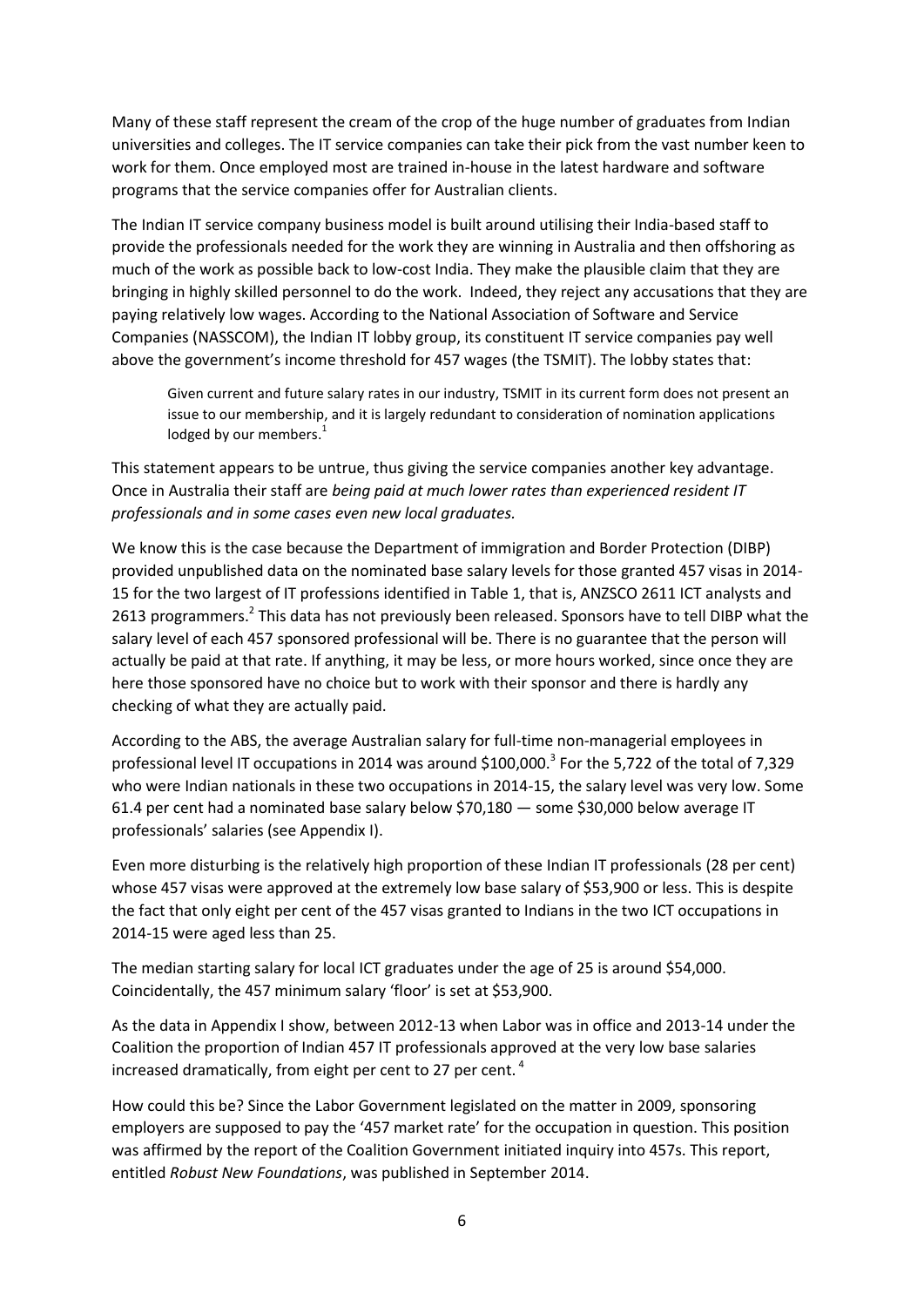Many of these staff represent the cream of the crop of the huge number of graduates from Indian universities and colleges. The IT service companies can take their pick from the vast number keen to work for them. Once employed most are trained in-house in the latest hardware and software programs that the service companies offer for Australian clients.

The Indian IT service company business model is built around utilising their India-based staff to provide the professionals needed for the work they are winning in Australia and then offshoring as much of the work as possible back to low-cost India. They make the plausible claim that they are bringing in highly skilled personnel to do the work. Indeed, they reject any accusations that they are paying relatively low wages. According to the National Association of Software and Service Companies (NASSCOM), the Indian IT lobby group, its constituent IT service companies pay well above the government's income threshold for 457 wages (the TSMIT). The lobby states that:

> Given current and future salary rates in our industry, TSMIT in its current form does not present an issue to our membership, and it is largely redundant to consideration of nomination applications lodged by our members.[1]

This statement appears to be untrue, thus giving the service companies another key advantage. Once in Australia their staff are *being paid at much lower rates than experienced resident IT professionals and in some cases even new local graduates.*

We know this is the case because the Department of immigration and Border Protection (DIBP) provided unpublished data on the nominated base salary levels for those granted 457 visas in 2014-15 for the two largest of IT professions identified in Table 1, that is, ANZSCO 2611 ICT analysts and 2613 programmers.[2] This data has not previously been released. Sponsors have to tell DIBP what the salary level of each 457 sponsored professional will be. There is no guarantee that the person will actually be paid at that rate. If anything, it may be less, or more hours worked, since once they are here those sponsored have no choice but to work with their sponsor and there is hardly any checking of what they are actually paid.

According to the ABS, the average Australian salary for full-time non-managerial employees in professional level IT occupations in 2014 was around $100,000.[3] For the 5,722 of the total of 7,329 who were Indian nationals in these two occupations in 2014-15, the salary level was very low. Some 61.4 per cent had a nominated base salary below $70,180 — some $30,000 below average IT professionals' salaries (see Appendix I).

Even more disturbing is the relatively high proportion of these Indian IT professionals (28 per cent) whose 457 visas were approved at the extremely low base salary of $53,900 or less. This is despite the fact that only eight per cent of the 457 visas granted to Indians in the two ICT occupations in 2014-15 were aged less than 25.

The median starting salary for local ICT graduates under the age of 25 is around $54,000. Coincidentally, the 457 minimum salary 'floor' is set at $53,900.

As the data in Appendix I show, between 2012-13 when Labor was in office and 2013-14 under the Coalition the proportion of Indian 457 IT professionals approved at the very low base salaries increased dramatically, from eight per cent to 27 per cent.[4]

How could this be? Since the Labor Government legislated on the matter in 2009, sponsoring employers are supposed to pay the '457 market rate' for the occupation in question. This position was affirmed by the report of the Coalition Government initiated inquiry into 457s. This report, entitled *Robust New Foundations*, was published in September 2014.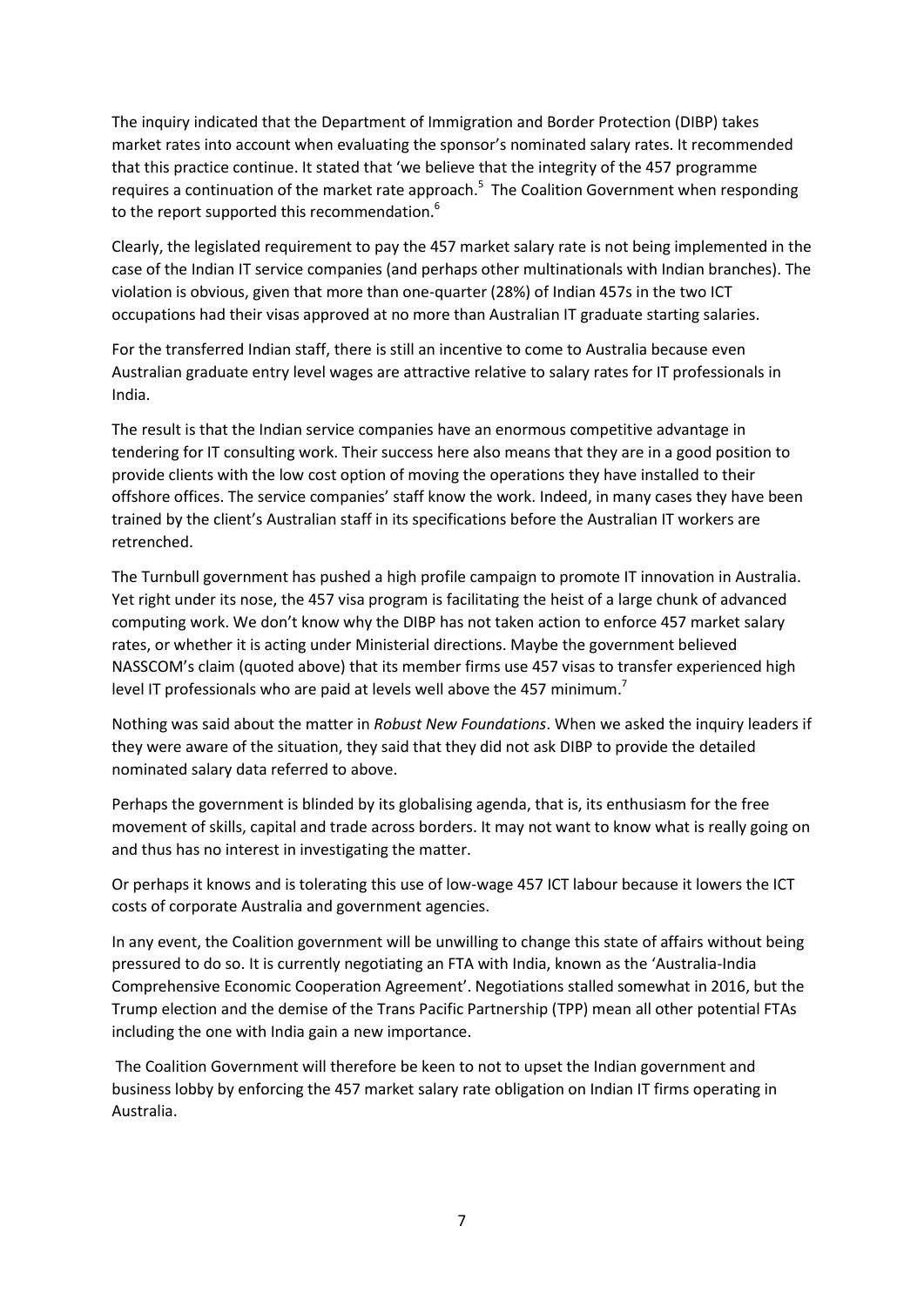The inquiry indicated that the Department of Immigration and Border Protection (DIBP) takes market rates into account when evaluating the sponsor's nominated salary rates. It recommended that this practice continue. It stated that 'we believe that the integrity of the 457 programme requires a continuation of the market rate approach.[5] The Coalition Government when responding to the report supported this recommendation.[6]

Clearly, the legislated requirement to pay the 457 market salary rate is not being implemented in the case of the Indian IT service companies (and perhaps other multinationals with Indian branches). The violation is obvious, given that more than one-quarter (28%) of Indian 457s in the two ICT occupations had their visas approved at no more than Australian IT graduate starting salaries.

For the transferred Indian staff, there is still an incentive to come to Australia because even Australian graduate entry level wages are attractive relative to salary rates for IT professionals in India.

The result is that the Indian service companies have an enormous competitive advantage in tendering for IT consulting work. Their success here also means that they are in a good position to provide clients with the low cost option of moving the operations they have installed to their offshore offices. The service companies' staff know the work. Indeed, in many cases they have been trained by the client's Australian staff in its specifications before the Australian IT workers are retrenched.

The Turnbull government has pushed a high profile campaign to promote IT innovation in Australia. Yet right under its nose, the 457 visa program is facilitating the heist of a large chunk of advanced computing work. We don't know why the DIBP has not taken action to enforce 457 market salary rates, or whether it is acting under Ministerial directions. Maybe the government believed NASSCOM's claim (quoted above) that its member firms use 457 visas to transfer experienced high level IT professionals who are paid at levels well above the 457 minimum.[7]

Nothing was said about the matter in *Robust New Foundations*. When we asked the inquiry leaders if they were aware of the situation, they said that they did not ask DIBP to provide the detailed nominated salary data referred to above.

Perhaps the government is blinded by its globalising agenda, that is, its enthusiasm for the free movement of skills, capital and trade across borders. It may not want to know what is really going on and thus has no interest in investigating the matter.

Or perhaps it knows and is tolerating this use of low-wage 457 ICT labour because it lowers the ICT costs of corporate Australia and government agencies.

In any event, the Coalition government will be unwilling to change this state of affairs without being pressured to do so. It is currently negotiating an FTA with India, known as the 'Australia-India Comprehensive Economic Cooperation Agreement'. Negotiations stalled somewhat in 2016, but the Trump election and the demise of the Trans Pacific Partnership (TPP) mean all other potential FTAs including the one with India gain a new importance.

The Coalition Government will therefore be keen to not to upset the Indian government and business lobby by enforcing the 457 market salary rate obligation on Indian IT firms operating in Australia.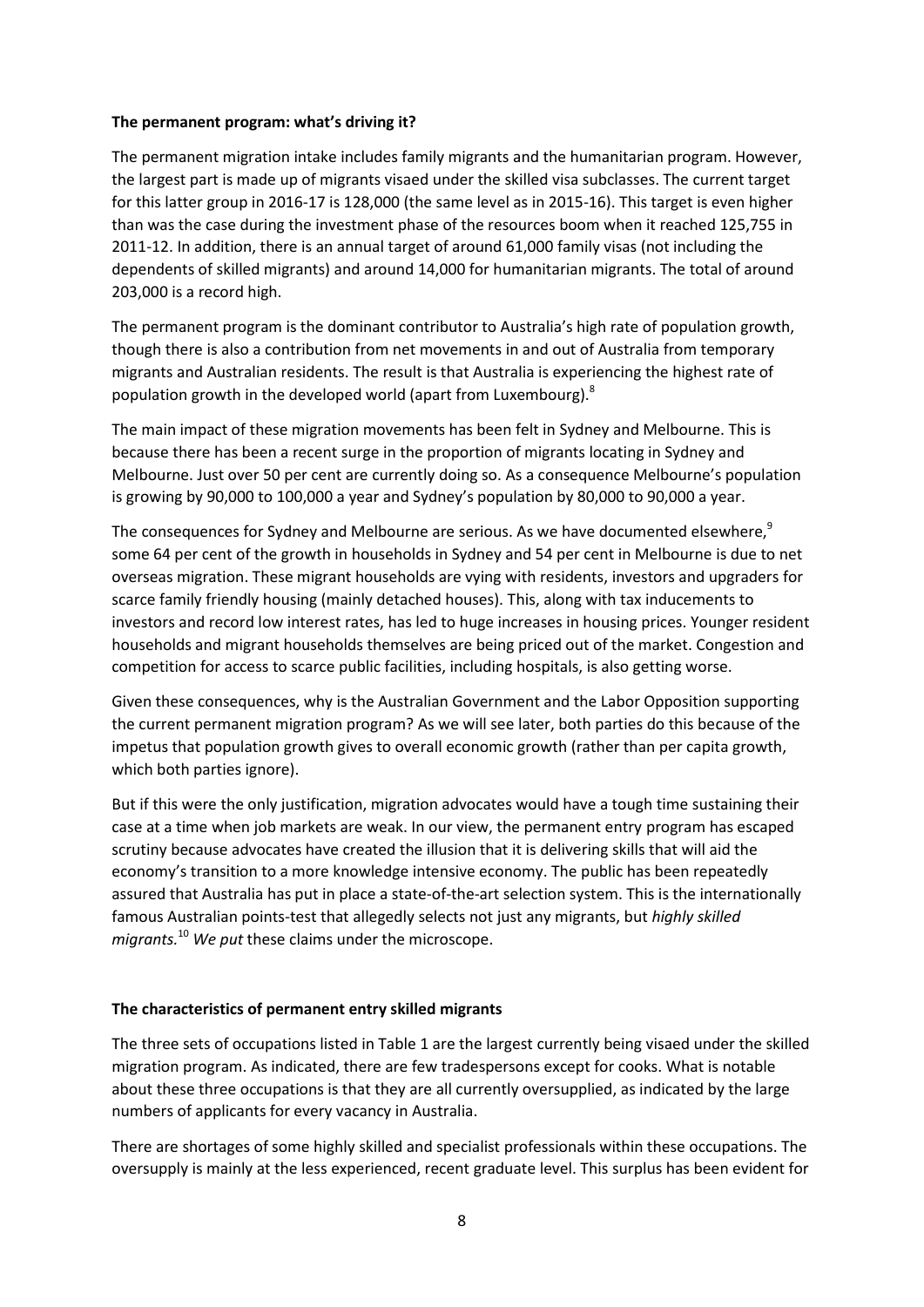**The permanent program: what's driving it?**

The permanent migration intake includes family migrants and the humanitarian program. However, the largest part is made up of migrants visaed under the skilled visa subclasses. The current target for this latter group in 2016-17 is 128,000 (the same level as in 2015-16). This target is even higher than was the case during the investment phase of the resources boom when it reached 125,755 in 2011-12. In addition, there is an annual target of around 61,000 family visas (not including the dependents of skilled migrants) and around 14,000 for humanitarian migrants. The total of around 203,000 is a record high.

The permanent program is the dominant contributor to Australia's high rate of population growth, though there is also a contribution from net movements in and out of Australia from temporary migrants and Australian residents. The result is that Australia is experiencing the highest rate of population growth in the developed world (apart from Luxembourg).[8]

The main impact of these migration movements has been felt in Sydney and Melbourne. This is because there has been a recent surge in the proportion of migrants locating in Sydney and Melbourne. Just over 50 per cent are currently doing so. As a consequence Melbourne's population is growing by 90,000 to 100,000 a year and Sydney's population by 80,000 to 90,000 a year.

The consequences for Sydney and Melbourne are serious. As we have documented elsewhere,[9] some 64 per cent of the growth in households in Sydney and 54 per cent in Melbourne is due to net overseas migration. These migrant households are vying with residents, investors and upgraders for scarce family friendly housing (mainly detached houses). This, along with tax inducements to investors and record low interest rates, has led to huge increases in housing prices. Younger resident households and migrant households themselves are being priced out of the market. Congestion and competition for access to scarce public facilities, including hospitals, is also getting worse.

Given these consequences, why is the Australian Government and the Labor Opposition supporting the current permanent migration program? As we will see later, both parties do this because of the impetus that population growth gives to overall economic growth (rather than per capita growth, which both parties ignore).

But if this were the only justification, migration advocates would have a tough time sustaining their case at a time when job markets are weak. In our view, the permanent entry program has escaped scrutiny because advocates have created the illusion that it is delivering skills that will aid the economy's transition to a more knowledge intensive economy. The public has been repeatedly assured that Australia has put in place a state-of-the-art selection system. This is the internationally famous Australian points-test that allegedly selects not just any migrants, but *highly skilled migrants.*[10] *We put* these claims under the microscope.

**The characteristics of permanent entry skilled migrants**

The three sets of occupations listed in Table 1 are the largest currently being visaed under the skilled migration program. As indicated, there are few tradespersons except for cooks. What is notable about these three occupations is that they are all currently oversupplied, as indicated by the large numbers of applicants for every vacancy in Australia.

There are shortages of some highly skilled and specialist professionals within these occupations. The oversupply is mainly at the less experienced, recent graduate level. This surplus has been evident for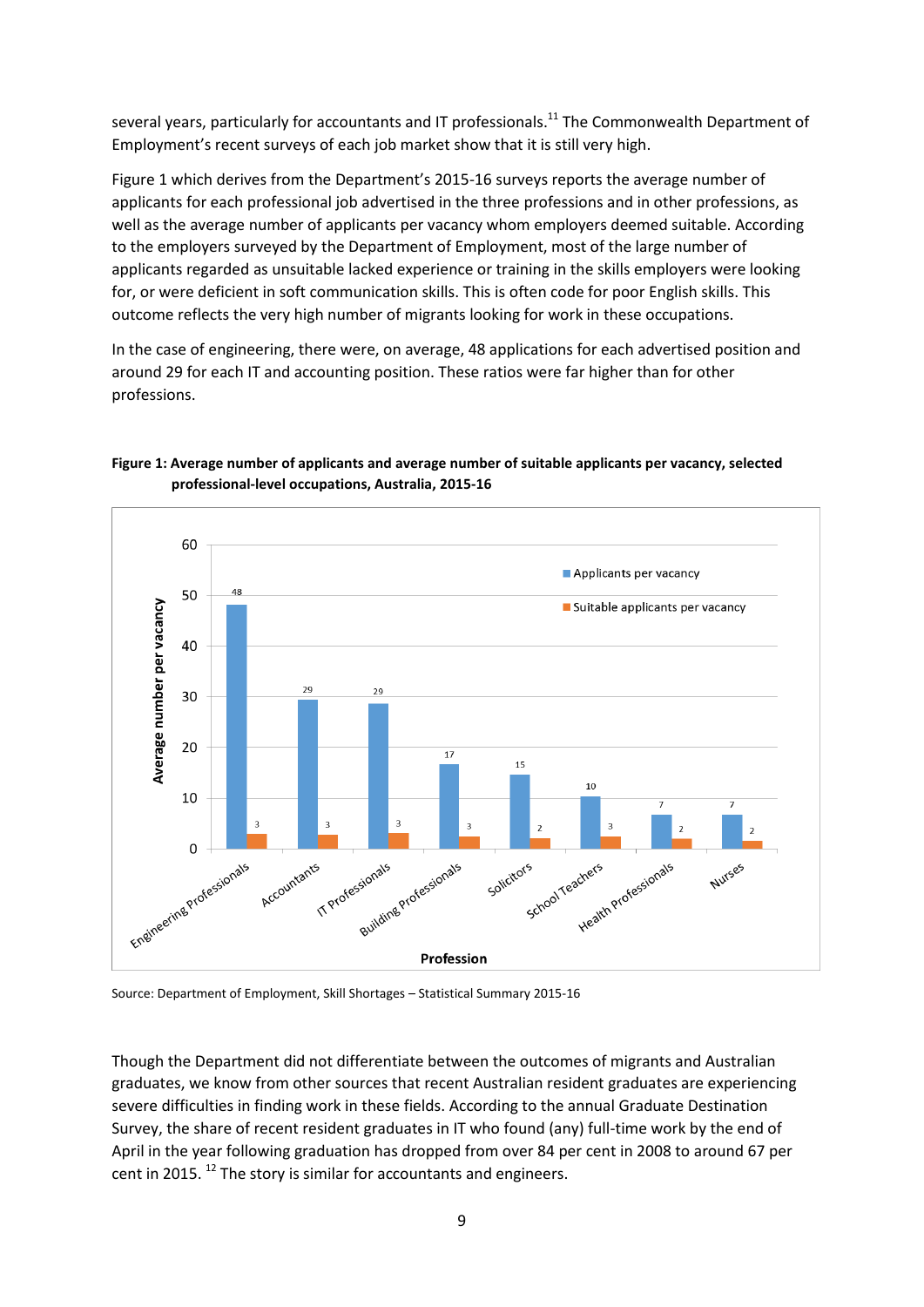several years, particularly for accountants and IT professionals.[11] The Commonwealth Department of Employment's recent surveys of each job market show that it is still very high.

Figure 1 which derives from the Department's 2015-16 surveys reports the average number of applicants for each professional job advertised in the three professions and in other professions, as well as the average number of applicants per vacancy whom employers deemed suitable. According to the employers surveyed by the Department of Employment, most of the large number of applicants regarded as unsuitable lacked experience or training in the skills employers were looking for, or were deficient in soft communication skills. This is often code for poor English skills. This outcome reflects the very high number of migrants looking for work in these occupations.

In the case of engineering, there were, on average, 48 applications for each advertised position and around 29 for each IT and accounting position. These ratios were far higher than for other professions.

**Figure 1: Average number of applicants and average number of suitable applicants per vacancy, selected professional-level occupations, Australia, 2015-16**

| Profession | Applicants per vacancy | Suitable applicants per vacancy |
|---|---|---|
| Engineering Professionals | 48 | 3 |
| Accountants | 29 | 3 |
| IT Professionals | 29 | 3 |
| Building Professionals | 17 | 3 |
| Solicitors | 15 | 2 |
| School Teachers | 10 | 3 |
| Health Professionals | 7 | 2 |
| Nurses | 7 | 2 |

Source: Department of Employment, Skill Shortages – Statistical Summary 2015-16

Though the Department did not differentiate between the outcomes of migrants and Australian graduates, we know from other sources that recent Australian resident graduates are experiencing severe difficulties in finding work in these fields. According to the annual Graduate Destination Survey, the share of recent resident graduates in IT who found (any) full-time work by the end of April in the year following graduation has dropped from over 84 per cent in 2008 to around 67 per cent in 2015. [12] The story is similar for accountants and engineers.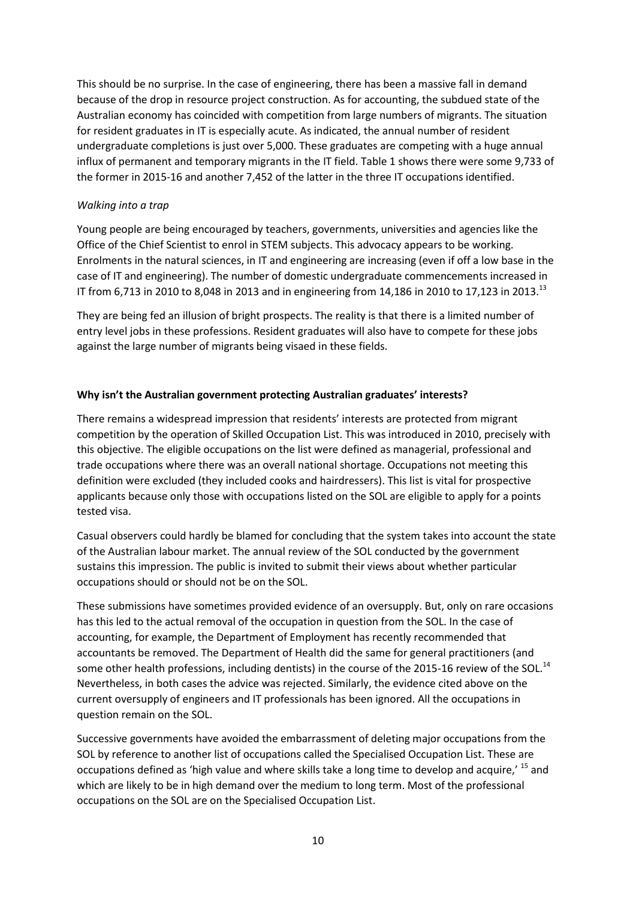This should be no surprise. In the case of engineering, there has been a massive fall in demand because of the drop in resource project construction. As for accounting, the subdued state of the Australian economy has coincided with competition from large numbers of migrants. The situation for resident graduates in IT is especially acute. As indicated, the annual number of resident undergraduate completions is just over 5,000. These graduates are competing with a huge annual influx of permanent and temporary migrants in the IT field. Table 1 shows there were some 9,733 of the former in 2015-16 and another 7,452 of the latter in the three IT occupations identified.

*Walking into a trap*

Young people are being encouraged by teachers, governments, universities and agencies like the Office of the Chief Scientist to enrol in STEM subjects. This advocacy appears to be working. Enrolments in the natural sciences, in IT and engineering are increasing (even if off a low base in the case of IT and engineering). The number of domestic undergraduate commencements increased in IT from 6,713 in 2010 to 8,048 in 2013 and in engineering from 14,186 in 2010 to 17,123 in 2013.[13]

They are being fed an illusion of bright prospects. The reality is that there is a limited number of entry level jobs in these professions. Resident graduates will also have to compete for these jobs against the large number of migrants being visaed in these fields.

**Why isn't the Australian government protecting Australian graduates' interests?**

There remains a widespread impression that residents' interests are protected from migrant competition by the operation of Skilled Occupation List. This was introduced in 2010, precisely with this objective. The eligible occupations on the list were defined as managerial, professional and trade occupations where there was an overall national shortage. Occupations not meeting this definition were excluded (they included cooks and hairdressers). This list is vital for prospective applicants because only those with occupations listed on the SOL are eligible to apply for a points tested visa.

Casual observers could hardly be blamed for concluding that the system takes into account the state of the Australian labour market. The annual review of the SOL conducted by the government sustains this impression. The public is invited to submit their views about whether particular occupations should or should not be on the SOL.

These submissions have sometimes provided evidence of an oversupply. But, only on rare occasions has this led to the actual removal of the occupation in question from the SOL. In the case of accounting, for example, the Department of Employment has recently recommended that accountants be removed. The Department of Health did the same for general practitioners (and some other health professions, including dentists) in the course of the 2015-16 review of the SOL.[14] Nevertheless, in both cases the advice was rejected. Similarly, the evidence cited above on the current oversupply of engineers and IT professionals has been ignored. All the occupations in question remain on the SOL.

Successive governments have avoided the embarrassment of deleting major occupations from the SOL by reference to another list of occupations called the Specialised Occupation List. These are occupations defined as 'high value and where skills take a long time to develop and acquire,' [15] and which are likely to be in high demand over the medium to long term. Most of the professional occupations on the SOL are on the Specialised Occupation List.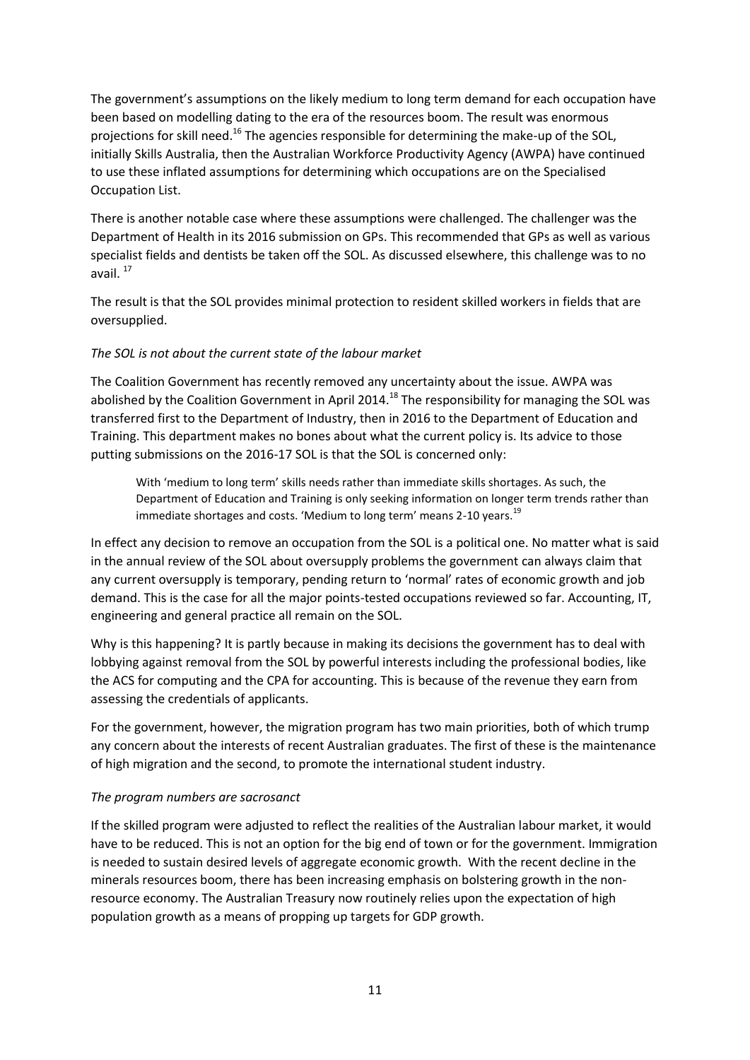The government's assumptions on the likely medium to long term demand for each occupation have been based on modelling dating to the era of the resources boom. The result was enormous projections for skill need.[16] The agencies responsible for determining the make-up of the SOL, initially Skills Australia, then the Australian Workforce Productivity Agency (AWPA) have continued to use these inflated assumptions for determining which occupations are on the Specialised Occupation List.

There is another notable case where these assumptions were challenged. The challenger was the Department of Health in its 2016 submission on GPs. This recommended that GPs as well as various specialist fields and dentists be taken off the SOL. As discussed elsewhere, this challenge was to no avail. [17]

The result is that the SOL provides minimal protection to resident skilled workers in fields that are oversupplied.

*The SOL is not about the current state of the labour market*

The Coalition Government has recently removed any uncertainty about the issue. AWPA was abolished by the Coalition Government in April 2014.[18] The responsibility for managing the SOL was transferred first to the Department of Industry, then in 2016 to the Department of Education and Training. This department makes no bones about what the current policy is. Its advice to those putting submissions on the 2016-17 SOL is that the SOL is concerned only:

> With 'medium to long term' skills needs rather than immediate skills shortages. As such, the Department of Education and Training is only seeking information on longer term trends rather than immediate shortages and costs. 'Medium to long term' means 2-10 years.[19]

In effect any decision to remove an occupation from the SOL is a political one. No matter what is said in the annual review of the SOL about oversupply problems the government can always claim that any current oversupply is temporary, pending return to 'normal' rates of economic growth and job demand. This is the case for all the major points-tested occupations reviewed so far. Accounting, IT, engineering and general practice all remain on the SOL.

Why is this happening? It is partly because in making its decisions the government has to deal with lobbying against removal from the SOL by powerful interests including the professional bodies, like the ACS for computing and the CPA for accounting. This is because of the revenue they earn from assessing the credentials of applicants.

For the government, however, the migration program has two main priorities, both of which trump any concern about the interests of recent Australian graduates. The first of these is the maintenance of high migration and the second, to promote the international student industry.

*The program numbers are sacrosanct*

If the skilled program were adjusted to reflect the realities of the Australian labour market, it would have to be reduced. This is not an option for the big end of town or for the government. Immigration is needed to sustain desired levels of aggregate economic growth. With the recent decline in the minerals resources boom, there has been increasing emphasis on bolstering growth in the non-resource economy. The Australian Treasury now routinely relies upon the expectation of high population growth as a means of propping up targets for GDP growth.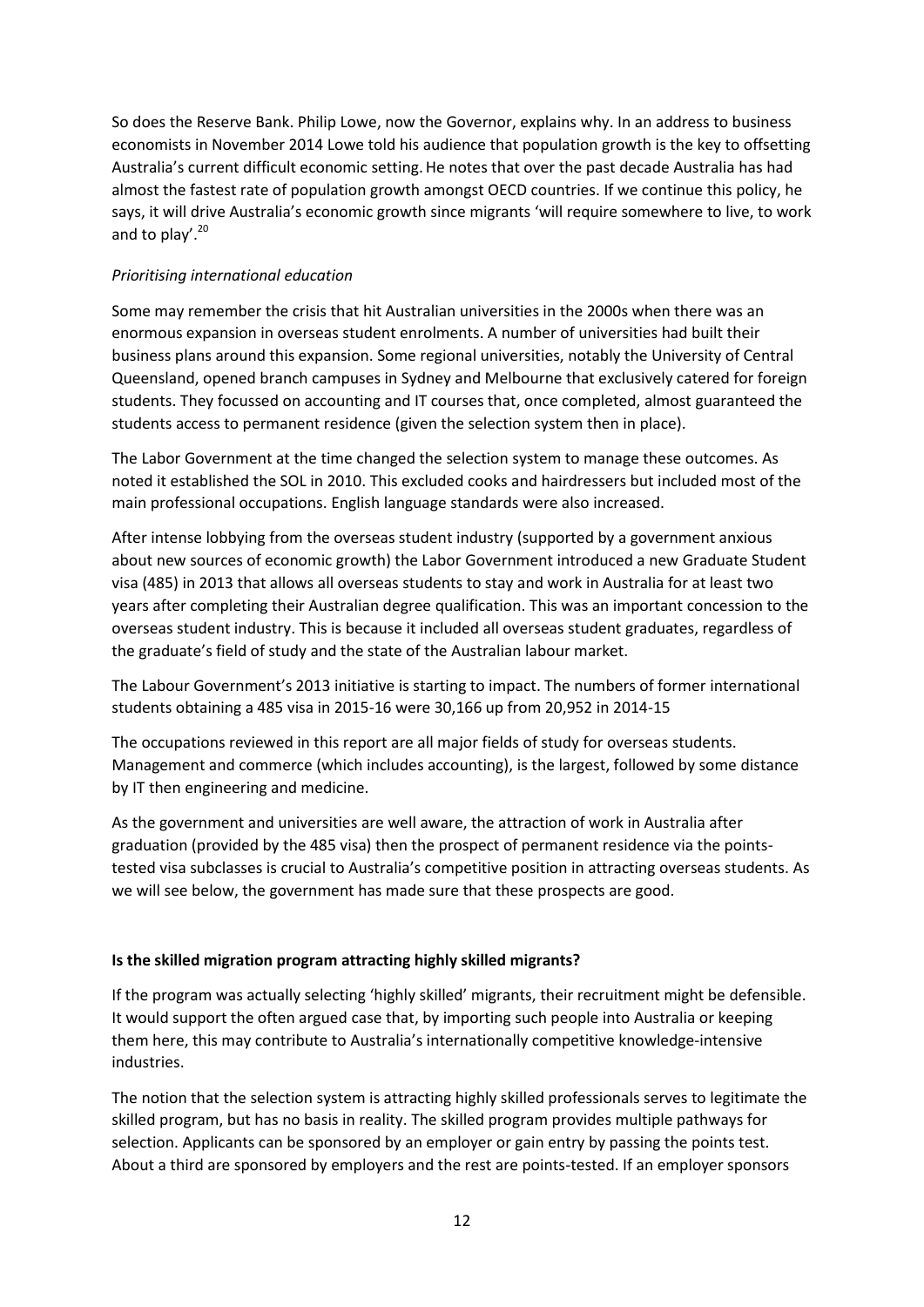So does the Reserve Bank. Philip Lowe, now the Governor, explains why. In an address to business economists in November 2014 Lowe told his audience that population growth is the key to offsetting Australia's current difficult economic setting. He notes that over the past decade Australia has had almost the fastest rate of population growth amongst OECD countries. If we continue this policy, he says, it will drive Australia's economic growth since migrants 'will require somewhere to live, to work and to play'.[20]

*Prioritising international education*

Some may remember the crisis that hit Australian universities in the 2000s when there was an enormous expansion in overseas student enrolments. A number of universities had built their business plans around this expansion. Some regional universities, notably the University of Central Queensland, opened branch campuses in Sydney and Melbourne that exclusively catered for foreign students. They focussed on accounting and IT courses that, once completed, almost guaranteed the students access to permanent residence (given the selection system then in place).

The Labor Government at the time changed the selection system to manage these outcomes. As noted it established the SOL in 2010. This excluded cooks and hairdressers but included most of the main professional occupations. English language standards were also increased.

After intense lobbying from the overseas student industry (supported by a government anxious about new sources of economic growth) the Labor Government introduced a new Graduate Student visa (485) in 2013 that allows all overseas students to stay and work in Australia for at least two years after completing their Australian degree qualification. This was an important concession to the overseas student industry. This is because it included all overseas student graduates, regardless of the graduate's field of study and the state of the Australian labour market.

The Labour Government's 2013 initiative is starting to impact. The numbers of former international students obtaining a 485 visa in 2015-16 were 30,166 up from 20,952 in 2014-15

The occupations reviewed in this report are all major fields of study for overseas students. Management and commerce (which includes accounting), is the largest, followed by some distance by IT then engineering and medicine.

As the government and universities are well aware, the attraction of work in Australia after graduation (provided by the 485 visa) then the prospect of permanent residence via the points-tested visa subclasses is crucial to Australia's competitive position in attracting overseas students. As we will see below, the government has made sure that these prospects are good.

**Is the skilled migration program attracting highly skilled migrants?**

If the program was actually selecting 'highly skilled' migrants, their recruitment might be defensible. It would support the often argued case that, by importing such people into Australia or keeping them here, this may contribute to Australia's internationally competitive knowledge-intensive industries.

The notion that the selection system is attracting highly skilled professionals serves to legitimate the skilled program, but has no basis in reality. The skilled program provides multiple pathways for selection. Applicants can be sponsored by an employer or gain entry by passing the points test. About a third are sponsored by employers and the rest are points-tested. If an employer sponsors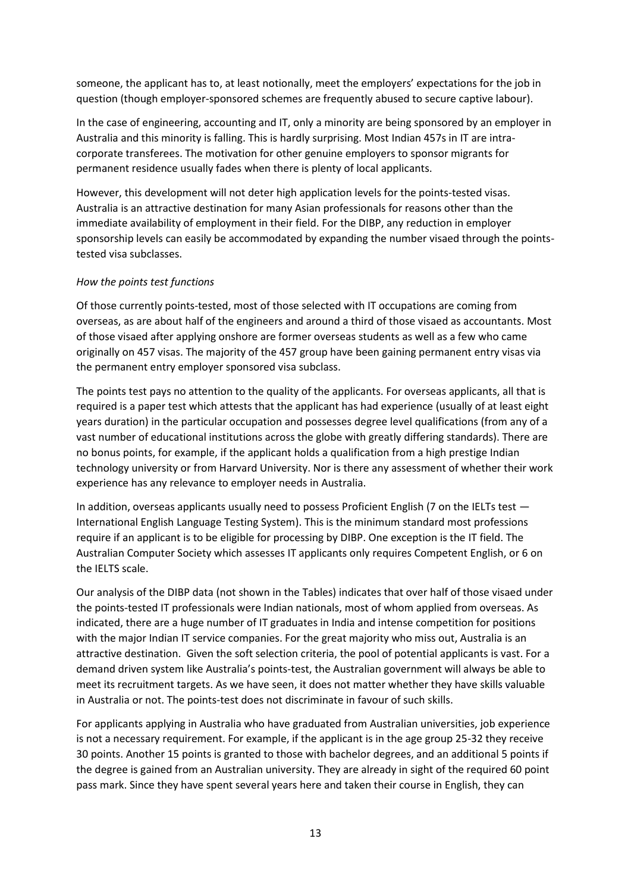someone, the applicant has to, at least notionally, meet the employers' expectations for the job in question (though employer-sponsored schemes are frequently abused to secure captive labour).

In the case of engineering, accounting and IT, only a minority are being sponsored by an employer in Australia and this minority is falling. This is hardly surprising. Most Indian 457s in IT are intra-corporate transferees. The motivation for other genuine employers to sponsor migrants for permanent residence usually fades when there is plenty of local applicants.

However, this development will not deter high application levels for the points-tested visas. Australia is an attractive destination for many Asian professionals for reasons other than the immediate availability of employment in their field. For the DIBP, any reduction in employer sponsorship levels can easily be accommodated by expanding the number visaed through the points-tested visa subclasses.

*How the points test functions*

Of those currently points-tested, most of those selected with IT occupations are coming from overseas, as are about half of the engineers and around a third of those visaed as accountants. Most of those visaed after applying onshore are former overseas students as well as a few who came originally on 457 visas. The majority of the 457 group have been gaining permanent entry visas via the permanent entry employer sponsored visa subclass.

The points test pays no attention to the quality of the applicants. For overseas applicants, all that is required is a paper test which attests that the applicant has had experience (usually of at least eight years duration) in the particular occupation and possesses degree level qualifications (from any of a vast number of educational institutions across the globe with greatly differing standards). There are no bonus points, for example, if the applicant holds a qualification from a high prestige Indian technology university or from Harvard University. Nor is there any assessment of whether their work experience has any relevance to employer needs in Australia.

In addition, overseas applicants usually need to possess Proficient English (7 on the IELTs test — International English Language Testing System). This is the minimum standard most professions require if an applicant is to be eligible for processing by DIBP. One exception is the IT field. The Australian Computer Society which assesses IT applicants only requires Competent English, or 6 on the IELTS scale.

Our analysis of the DIBP data (not shown in the Tables) indicates that over half of those visaed under the points-tested IT professionals were Indian nationals, most of whom applied from overseas. As indicated, there are a huge number of IT graduates in India and intense competition for positions with the major Indian IT service companies. For the great majority who miss out, Australia is an attractive destination. Given the soft selection criteria, the pool of potential applicants is vast. For a demand driven system like Australia's points-test, the Australian government will always be able to meet its recruitment targets. As we have seen, it does not matter whether they have skills valuable in Australia or not. The points-test does not discriminate in favour of such skills.

For applicants applying in Australia who have graduated from Australian universities, job experience is not a necessary requirement. For example, if the applicant is in the age group 25-32 they receive 30 points. Another 15 points is granted to those with bachelor degrees, and an additional 5 points if the degree is gained from an Australian university. They are already in sight of the required 60 point pass mark. Since they have spent several years here and taken their course in English, they can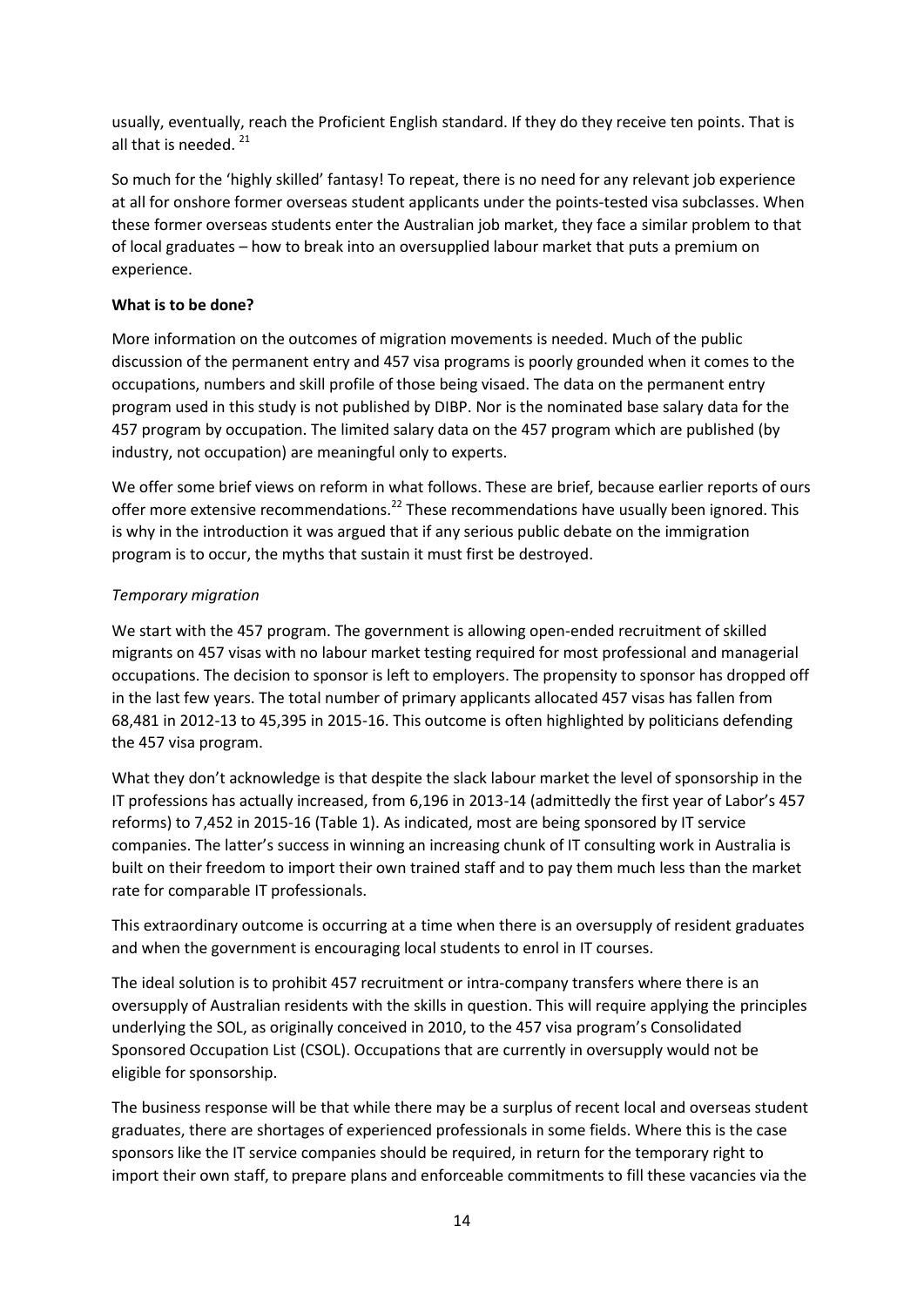usually, eventually, reach the Proficient English standard. If they do they receive ten points. That is all that is needed. [21]

So much for the 'highly skilled' fantasy! To repeat, there is no need for any relevant job experience at all for onshore former overseas student applicants under the points-tested visa subclasses. When these former overseas students enter the Australian job market, they face a similar problem to that of local graduates – how to break into an oversupplied labour market that puts a premium on experience.

**What is to be done?**

More information on the outcomes of migration movements is needed. Much of the public discussion of the permanent entry and 457 visa programs is poorly grounded when it comes to the occupations, numbers and skill profile of those being visaed. The data on the permanent entry program used in this study is not published by DIBP. Nor is the nominated base salary data for the 457 program by occupation. The limited salary data on the 457 program which are published (by industry, not occupation) are meaningful only to experts.

We offer some brief views on reform in what follows. These are brief, because earlier reports of ours offer more extensive recommendations.[22] These recommendations have usually been ignored. This is why in the introduction it was argued that if any serious public debate on the immigration program is to occur, the myths that sustain it must first be destroyed.

*Temporary migration*

We start with the 457 program. The government is allowing open-ended recruitment of skilled migrants on 457 visas with no labour market testing required for most professional and managerial occupations. The decision to sponsor is left to employers. The propensity to sponsor has dropped off in the last few years. The total number of primary applicants allocated 457 visas has fallen from 68,481 in 2012-13 to 45,395 in 2015-16. This outcome is often highlighted by politicians defending the 457 visa program.

What they don't acknowledge is that despite the slack labour market the level of sponsorship in the IT professions has actually increased, from 6,196 in 2013-14 (admittedly the first year of Labor's 457 reforms) to 7,452 in 2015-16 (Table 1). As indicated, most are being sponsored by IT service companies. The latter's success in winning an increasing chunk of IT consulting work in Australia is built on their freedom to import their own trained staff and to pay them much less than the market rate for comparable IT professionals.

This extraordinary outcome is occurring at a time when there is an oversupply of resident graduates and when the government is encouraging local students to enrol in IT courses.

The ideal solution is to prohibit 457 recruitment or intra-company transfers where there is an oversupply of Australian residents with the skills in question. This will require applying the principles underlying the SOL, as originally conceived in 2010, to the 457 visa program's Consolidated Sponsored Occupation List (CSOL). Occupations that are currently in oversupply would not be eligible for sponsorship.

The business response will be that while there may be a surplus of recent local and overseas student graduates, there are shortages of experienced professionals in some fields. Where this is the case sponsors like the IT service companies should be required, in return for the temporary right to import their own staff, to prepare plans and enforceable commitments to fill these vacancies via the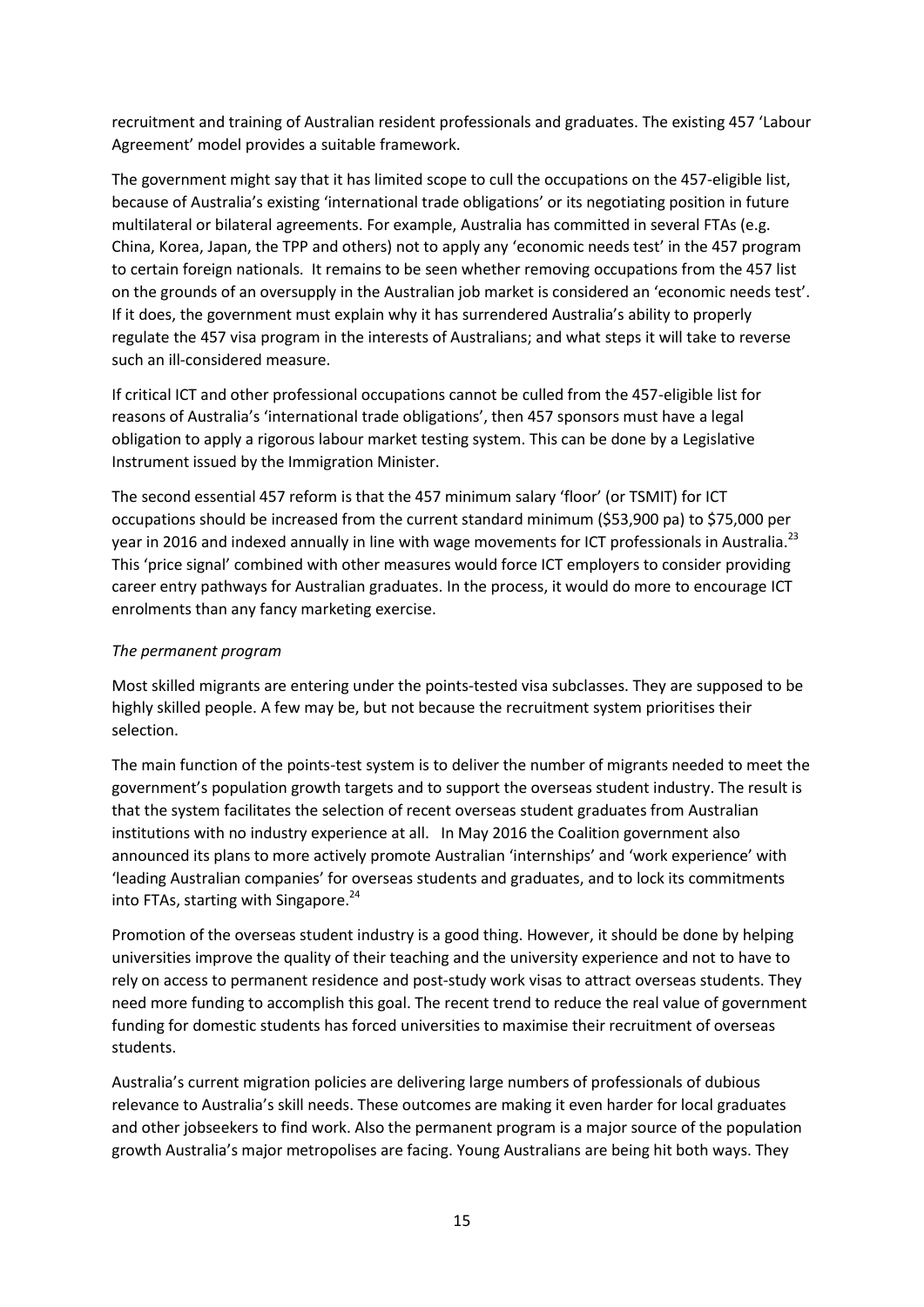recruitment and training of Australian resident professionals and graduates. The existing 457 'Labour Agreement' model provides a suitable framework.

The government might say that it has limited scope to cull the occupations on the 457-eligible list, because of Australia's existing 'international trade obligations' or its negotiating position in future multilateral or bilateral agreements. For example, Australia has committed in several FTAs (e.g. China, Korea, Japan, the TPP and others) not to apply any 'economic needs test' in the 457 program to certain foreign nationals. It remains to be seen whether removing occupations from the 457 list on the grounds of an oversupply in the Australian job market is considered an 'economic needs test'. If it does, the government must explain why it has surrendered Australia's ability to properly regulate the 457 visa program in the interests of Australians; and what steps it will take to reverse such an ill-considered measure.

If critical ICT and other professional occupations cannot be culled from the 457-eligible list for reasons of Australia's 'international trade obligations', then 457 sponsors must have a legal obligation to apply a rigorous labour market testing system. This can be done by a Legislative Instrument issued by the Immigration Minister.

The second essential 457 reform is that the 457 minimum salary 'floor' (or TSMIT) for ICT occupations should be increased from the current standard minimum ($53,900 pa) to $75,000 per year in 2016 and indexed annually in line with wage movements for ICT professionals in Australia.[23] This 'price signal' combined with other measures would force ICT employers to consider providing career entry pathways for Australian graduates. In the process, it would do more to encourage ICT enrolments than any fancy marketing exercise.

*The permanent program*

Most skilled migrants are entering under the points-tested visa subclasses. They are supposed to be highly skilled people. A few may be, but not because the recruitment system prioritises their selection.

The main function of the points-test system is to deliver the number of migrants needed to meet the government's population growth targets and to support the overseas student industry. The result is that the system facilitates the selection of recent overseas student graduates from Australian institutions with no industry experience at all. In May 2016 the Coalition government also announced its plans to more actively promote Australian 'internships' and 'work experience' with 'leading Australian companies' for overseas students and graduates, and to lock its commitments into FTAs, starting with Singapore.[24]

Promotion of the overseas student industry is a good thing. However, it should be done by helping universities improve the quality of their teaching and the university experience and not to have to rely on access to permanent residence and post-study work visas to attract overseas students. They need more funding to accomplish this goal. The recent trend to reduce the real value of government funding for domestic students has forced universities to maximise their recruitment of overseas students.

Australia's current migration policies are delivering large numbers of professionals of dubious relevance to Australia's skill needs. These outcomes are making it even harder for local graduates and other jobseekers to find work. Also the permanent program is a major source of the population growth Australia's major metropolises are facing. Young Australians are being hit both ways. They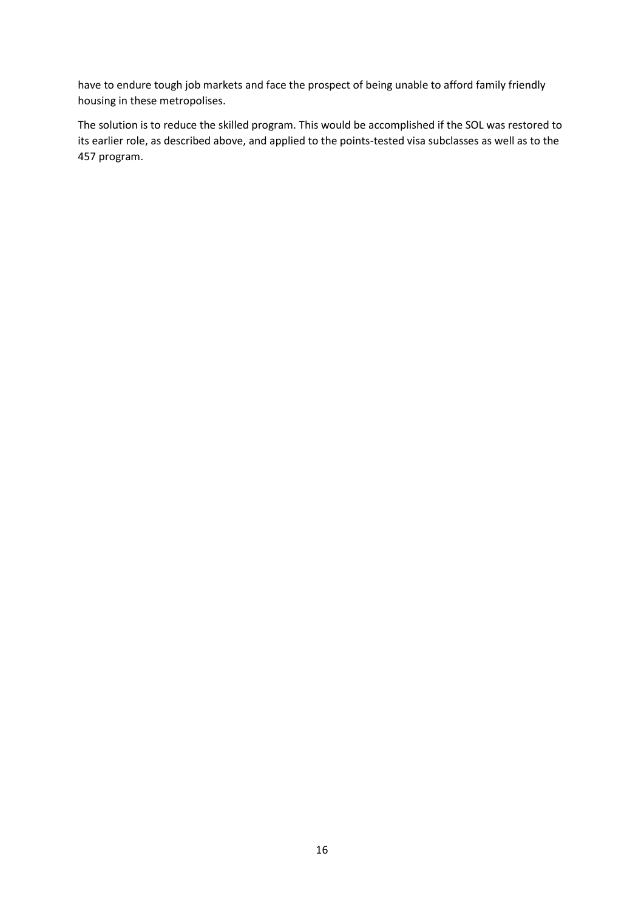have to endure tough job markets and face the prospect of being unable to afford family friendly housing in these metropolises.

The solution is to reduce the skilled program. This would be accomplished if the SOL was restored to its earlier role, as described above, and applied to the points-tested visa subclasses as well as to the 457 program.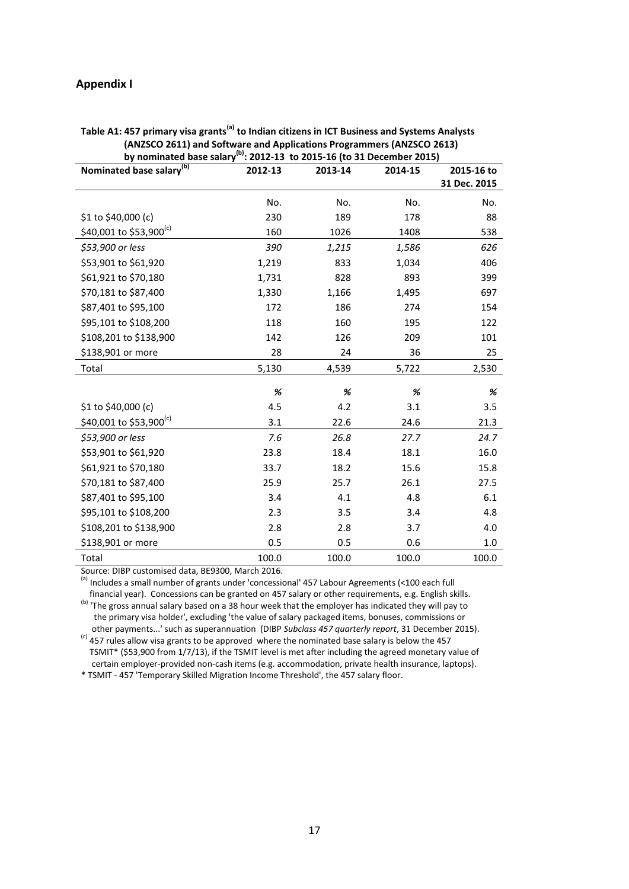## Appendix I

**Table A1: 457 primary visa grants[(a)] to Indian citizens in ICT Business and Systems Analysts (ANZSCO 2611) and Software and Applications Programmers (ANZSCO 2613) by nominated base salary[(b)]: 2012-13 to 2015-16 (to 31 December 2015)**

| Nominated base salary[(b)] | 2012-13 | 2013-14 | 2014-15 | 2015-16 to 31 Dec. 2015 |
|---|---|---|---|---|
| | No. | No. | No. | No. |
| $1 to $40,000 (c) | 230 | 189 | 178 | 88 |
| $40,001 to $53,900[(c)] | 160 | 1026 | 1408 | 538 |
| *$53,900 or less* | *390* | *1,215* | *1,586* | *626* |
| $53,901 to $61,920 | 1,219 | 833 | 1,034 | 406 |
| $61,921 to $70,180 | 1,731 | 828 | 893 | 399 |
| $70,181 to $87,400 | 1,330 | 1,166 | 1,495 | 697 |
| $87,401 to $95,100 | 172 | 186 | 274 | 154 |
| $95,101 to $108,200 | 118 | 160 | 195 | 122 |
| $108,201 to $138,900 | 142 | 126 | 209 | 101 |
| $138,901 or more | 28 | 24 | 36 | 25 |
| Total | 5,130 | 4,539 | 5,722 | 2,530 |
| | *%* | *%* | *%* | *%* |
| $1 to $40,000 (c) | 4.5 | 4.2 | 3.1 | 3.5 |
| $40,001 to $53,900[(c)] | 3.1 | 22.6 | 24.6 | 21.3 |
| *$53,900 or less* | *7.6* | *26.8* | *27.7* | *24.7* |
| $53,901 to $61,920 | 23.8 | 18.4 | 18.1 | 16.0 |
| $61,921 to $70,180 | 33.7 | 18.2 | 15.6 | 15.8 |
| $70,181 to $87,400 | 25.9 | 25.7 | 26.1 | 27.5 |
| $87,401 to $95,100 | 3.4 | 4.1 | 4.8 | 6.1 |
| $95,101 to $108,200 | 2.3 | 3.5 | 3.4 | 4.8 |
| $108,201 to $138,900 | 2.8 | 2.8 | 3.7 | 4.0 |
| $138,901 or more | 0.5 | 0.5 | 0.6 | 1.0 |
| Total | 100.0 | 100.0 | 100.0 | 100.0 |

Source: DIBP customised data, BE9300, March 2016.

[(a)] Includes a small number of grants under 'concessional' 457 Labour Agreements (<100 each full financial year). Concessions can be granted on 457 salary or other requirements, e.g. English skills.

[(b)] 'The gross annual salary based on a 38 hour week that the employer has indicated they will pay to the primary visa holder', excluding 'the value of salary packaged items, bonuses, commissions or other payments...' such as superannuation (DIBP *Subclass 457 quarterly report*, 31 December 2015).

[(c)] 457 rules allow visa grants to be approved where the nominated base salary is below the 457 TSMIT* ($53,900 from 1/7/13), if the TSMIT level is met after including the agreed monetary value of certain employer-provided non-cash items (e.g. accommodation, private health insurance, laptops).

* TSMIT - 457 'Temporary Skilled Migration Income Threshold', the 457 salary floor.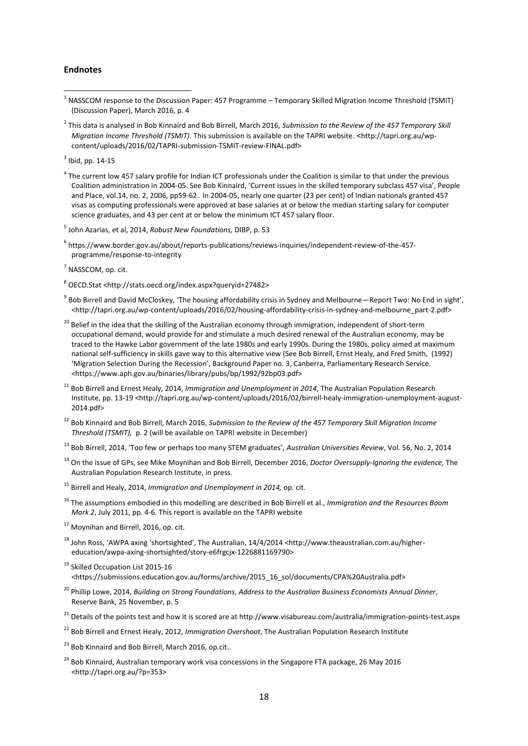## Endnotes

[1] NASSCOM response to the Discussion Paper: 457 Programme – Temporary Skilled Migration Income Threshold (TSMIT) (Discussion Paper), March 2016, p. 4

[2] This data is analysed in Bob Kinnaird and Bob Birrell, March 2016, *Submission to the Review of the 457 Temporary Skill Migration Income Threshold (TSMIT).* This submission is available on the TAPRI website. <http://tapri.org.au/wp-content/uploads/2016/02/TAPRI-submission-TSMIT-review-FINAL.pdf>

[3] Ibid, pp. 14-15

[4] The current low 457 salary profile for Indian ICT professionals under the Coalition is similar to that under the previous Coalition administration in 2004-05. See Bob Kinnaird, 'Current issues in the skilled temporary subclass 457 visa', People and Place, vol.14, no. 2, 2006, pp59-62. In 2004-05, nearly one quarter (23 per cent) of Indian nationals granted 457 visas as computing professionals were approved at base salaries at or below the median starting salary for computer science graduates, and 43 per cent at or below the minimum ICT 457 salary floor.

[5] John Azarias, et al, 2014, *Robust New Foundations,* DIBP, p. 53

[6] https://www.border.gov.au/about/reports-publications/reviews-inquiries/independent-review-of-the-457-programme/response-to-integrity

[7] NASSCOM, op. cit.

[8] OECD.Stat <http://stats.oecd.org/index.aspx?queryid=27482>

[9] Bob Birrell and David McCloskey, 'The housing affordability crisis in Sydney and Melbourne—Report Two: No End in sight', <http://tapri.org.au/wp-content/uploads/2016/02/housing-affordability-crisis-in-sydney-and-melbourne_part-2.pdf>

[10] Belief in the idea that the skilling of the Australian economy through immigration, independent of short-term occupational demand, would provide for and stimulate a much desired renewal of the Australian economy, may be traced to the Hawke Labor government of the late 1980s and early 1990s. During the 1980s, policy aimed at maximum national self-sufficiency in skills gave way to this alternative view (See Bob Birrell, Ernst Healy, and Fred Smith, (1992) 'Migration Selection During the Recession', Background Paper no. 3, Canberra, Parliamentary Research Service. <https://www.aph.gov.au/binaries/library/pubs/bp/1992/92bp03.pdf>

[11] Bob Birrell and Ernest Healy, 2014, *Immigration and Unemployment in 2014*, The Australian Population Research Institute, pp. 13-19 <http://tapri.org.au/wp-content/uploads/2016/02/birrell-healy-immigration-unemployment-august-2014.pdf>

[12] Bob Kinnaird and Bob Birrell, March 2016, *Submission to the Review of the 457 Temporary Skill Migration Income Threshold (TSMIT),* p. 2 (will be available on TAPRI website in December)

[13] Bob Birrell, 2014, 'Too few or perhaps too many STEM graduates', *Australian Universities Review*, Vol. 56, No. 2, 2014

[14] On the issue of GPs, see Mike Moynihan and Bob Birrell, December 2016, *Doctor Oversupply-Ignoring the evidence,* The Australian Population Research Institute, in press.

[15] Birrell and Healy, 2014, *Immigration and Unemployment in 2014,* op. cit.

[16] The assumptions embodied in this modelling are described in Bob Birrell et al., *Immigration and the Resources Boom Mark 2*, July 2011, pp. 4-6. This report is available on the TAPRI website

[17] Moynihan and Birrell, 2016, op. cit.

[18] John Ross, 'AWPA axing 'shortsighted', The Australian, 14/4/2014 <http://www.theaustralian.com.au/higher-education/awpa-axing-shortsighted/story-e6frgcjx-1226881169790>

[19] Skilled Occupation List 2015-16 <https://submissions.education.gov.au/forms/archive/2015_16_sol/documents/CPA%20Australia.pdf>

[20] Phillip Lowe, 2014, *Building on Strong Foundations*, *Address to the Australian Business Economists Annual Dinner*, Reserve Bank, 25 November, p. 5

[21] Details of the points test and how it is scored are at http://www.visabureau.com/australia/immigration-points-test.aspx

[22] Bob Birrell and Ernest Healy, 2012, *Immigration Overshoot*, The Australian Population Research Institute

[23] Bob Kinnaird and Bob Birrell, March 2016, op.cit..

[24] Bob Kinnaird, Australian temporary work visa concessions in the Singapore FTA package, 26 May 2016 <http://tapri.org.au/?p=353>